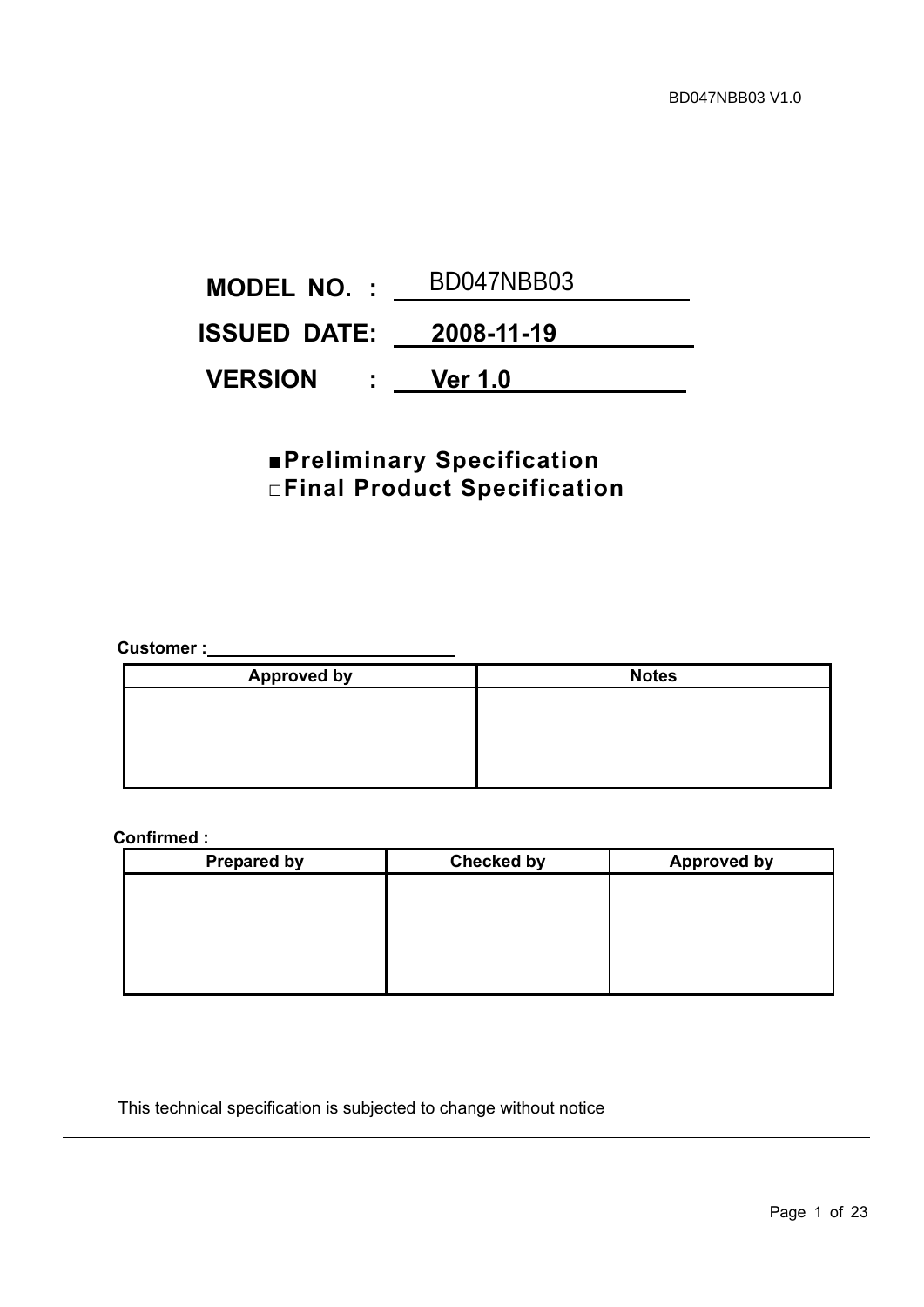**MODEL NO. : BD047NBB03**

**ISSUED DATE: 2008-11-19**

**VERSION : Ver 1.0**

■**Preliminary Specification**
□**Final Product Specification**

**Customer :**

| Approved by | Notes |
|---|---|
| | |

**Confirmed :**

| Prepared by | Checked by | Approved by |
|---|---|---|
| | | |

This technical specification is subjected to change without notice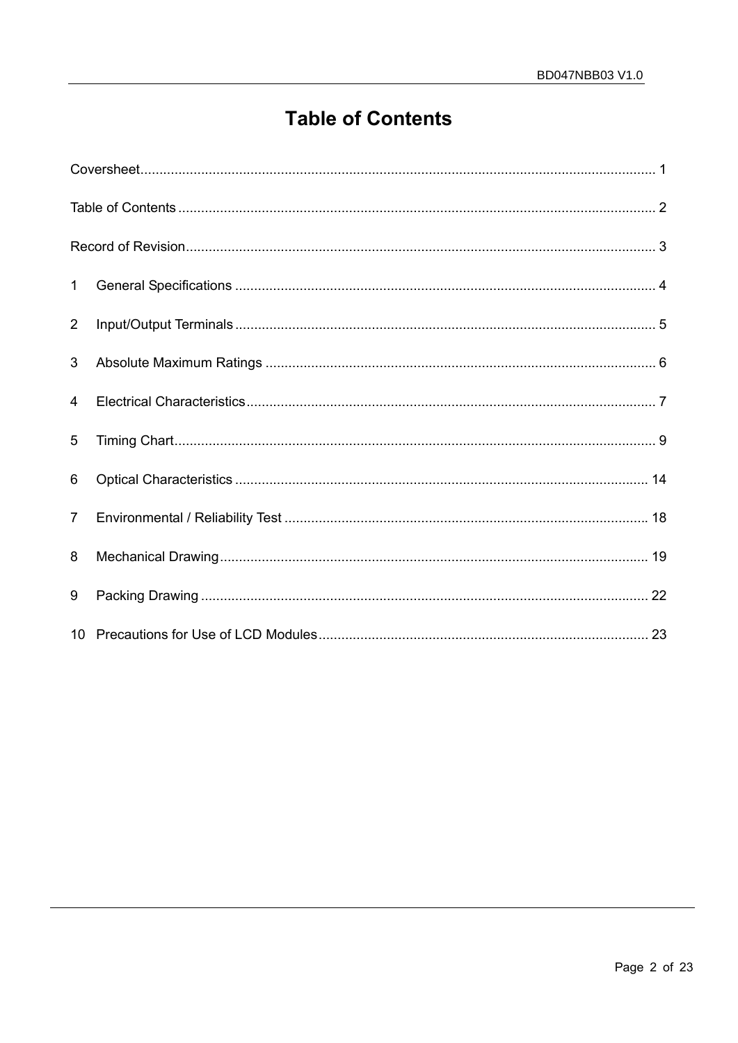# Table of Contents

Coversheet........................................................................................................................................ 1

Table of Contents ............................................................................................................................. 2

Record of Revision............................................................................................................................ 3

1 General Specifications .............................................................................................................. 4

2 Input/Output Terminals .............................................................................................................. 5

3 Absolute Maximum Ratings ...................................................................................................... 6

4 Electrical Characteristics........................................................................................................... 7

5 Timing Chart.............................................................................................................................. 9

6 Optical Characteristics ............................................................................................................ 14

7 Environmental / Reliability Test ............................................................................................... 18

8 Mechanical Drawing................................................................................................................ 19

9 Packing Drawing ..................................................................................................................... 22

10 Precautions for Use of LCD Modules...................................................................................... 23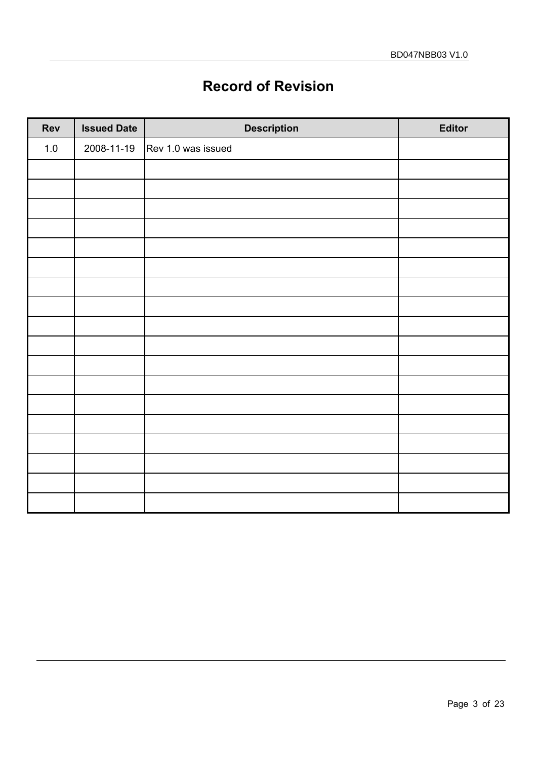# Record of Revision

| Rev | Issued Date | Description | Editor |
|---|---|---|---|
| 1.0 | 2008-11-19 | Rev 1.0 was issued | |
| | | | |
| | | | |
| | | | |
| | | | |
| | | | |
| | | | |
| | | | |
| | | | |
| | | | |
| | | | |
| | | | |
| | | | |
| | | | |
| | | | |
| | | | |
| | | | |
| | | | |
| | | | |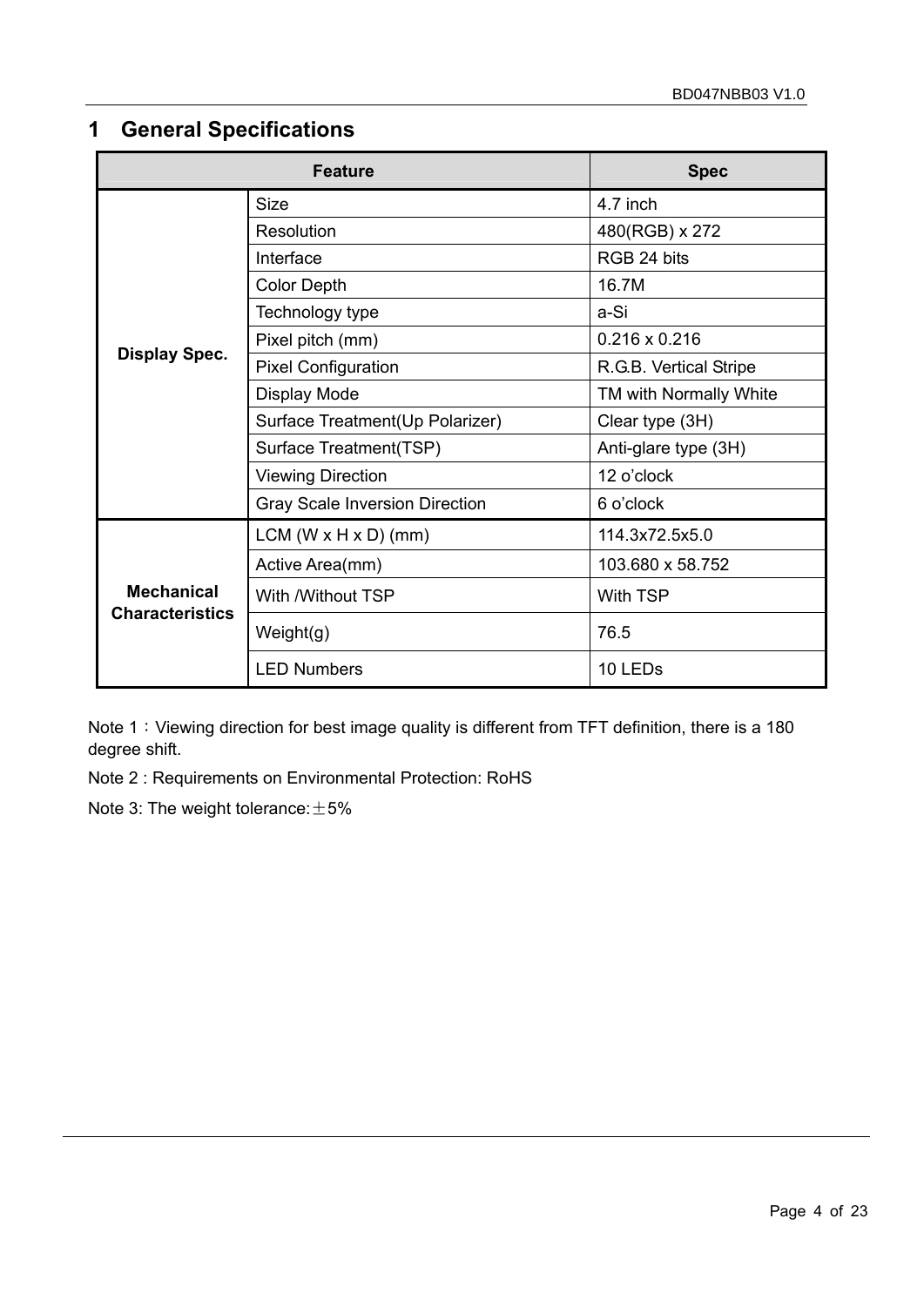# 1 General Specifications

| Feature | | Spec |
|---|---|---|
| **Display Spec.** | Size | 4.7 inch |
| | Resolution | 480(RGB) x 272 |
| | Interface | RGB 24 bits |
| | Color Depth | 16.7M |
| | Technology type | a-Si |
| | Pixel pitch (mm) | 0.216 x 0.216 |
| | Pixel Configuration | R.G.B. Vertical Stripe |
| | Display Mode | TM with Normally White |
| | Surface Treatment(Up Polarizer) | Clear type (3H) |
| | Surface Treatment(TSP) | Anti-glare type (3H) |
| | Viewing Direction | 12 o'clock |
| | Gray Scale Inversion Direction | 6 o'clock |
| **Mechanical Characteristics** | LCM (W x H x D) (mm) | 114.3x72.5x5.0 |
| | Active Area(mm) | 103.680 x 58.752 |
| | With /Without TSP | With TSP |
| | Weight(g) | 76.5 |
| | LED Numbers | 10 LEDs |

Note 1：Viewing direction for best image quality is different from TFT definition, there is a 180 degree shift.

Note 2 : Requirements on Environmental Protection: RoHS

Note 3: The weight tolerance:±5%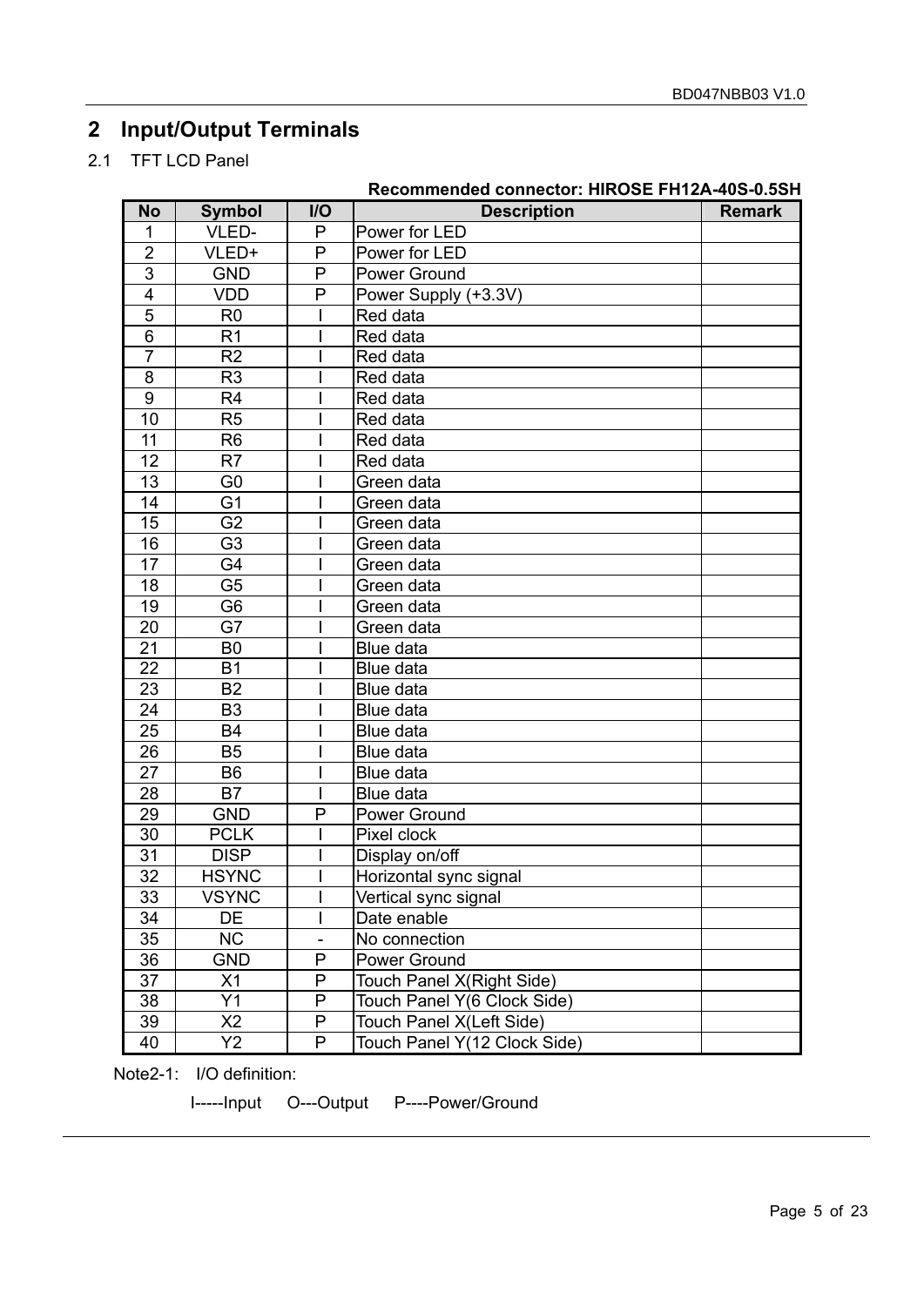## 2 Input/Output Terminals

### 2.1 TFT LCD Panel

**Recommended connector: HIROSE FH12A-40S-0.5SH**

| No | Symbol | I/O | Description | Remark |
|---|---|---|---|---|
| 1 | VLED- | P | Power for LED | |
| 2 | VLED+ | P | Power for LED | |
| 3 | GND | P | Power Ground | |
| 4 | VDD | P | Power Supply (+3.3V) | |
| 5 | R0 | I | Red data | |
| 6 | R1 | I | Red data | |
| 7 | R2 | I | Red data | |
| 8 | R3 | I | Red data | |
| 9 | R4 | I | Red data | |
| 10 | R5 | I | Red data | |
| 11 | R6 | I | Red data | |
| 12 | R7 | I | Red data | |
| 13 | G0 | I | Green data | |
| 14 | G1 | I | Green data | |
| 15 | G2 | I | Green data | |
| 16 | G3 | I | Green data | |
| 17 | G4 | I | Green data | |
| 18 | G5 | I | Green data | |
| 19 | G6 | I | Green data | |
| 20 | G7 | I | Green data | |
| 21 | B0 | I | Blue data | |
| 22 | B1 | I | Blue data | |
| 23 | B2 | I | Blue data | |
| 24 | B3 | I | Blue data | |
| 25 | B4 | I | Blue data | |
| 26 | B5 | I | Blue data | |
| 27 | B6 | I | Blue data | |
| 28 | B7 | I | Blue data | |
| 29 | GND | P | Power Ground | |
| 30 | PCLK | I | Pixel clock | |
| 31 | DISP | I | Display on/off | |
| 32 | HSYNC | I | Horizontal sync signal | |
| 33 | VSYNC | I | Vertical sync signal | |
| 34 | DE | I | Date enable | |
| 35 | NC | - | No connection | |
| 36 | GND | P | Power Ground | |
| 37 | X1 | P | Touch Panel X(Right Side) | |
| 38 | Y1 | P | Touch Panel Y(6 Clock Side) | |
| 39 | X2 | P | Touch Panel X(Left Side) | |
| 40 | Y2 | P | Touch Panel Y(12 Clock Side) | |

Note2-1: I/O definition:

I-----Input O---Output P----Power/Ground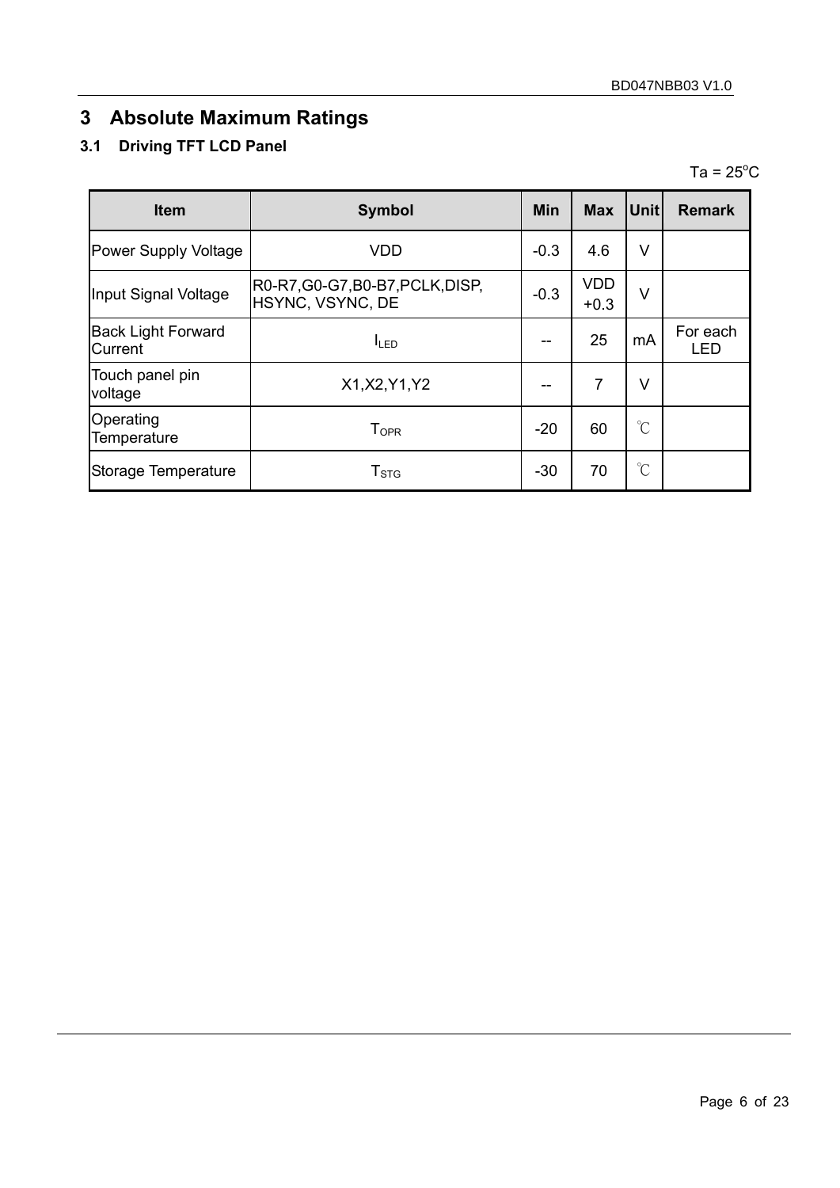# 3 Absolute Maximum Ratings

## 3.1 Driving TFT LCD Panel

Ta = 25°C

| Item | Symbol | Min | Max | Unit | Remark |
|---|---|---|---|---|---|
| Power Supply Voltage | VDD | -0.3 | 4.6 | V | |
| Input Signal Voltage | R0-R7,G0-G7,B0-B7,PCLK,DISP, HSYNC, VSYNC, DE | -0.3 | VDD +0.3 | V | |
| Back Light Forward Current | $I_{LED}$ | -- | 25 | mA | For each LED |
| Touch panel pin voltage | X1,X2,Y1,Y2 | -- | 7 | V | |
| Operating Temperature | $T_{OPR}$ | -20 | 60 | ℃ | |
| Storage Temperature | $T_{STG}$ | -30 | 70 | ℃ | |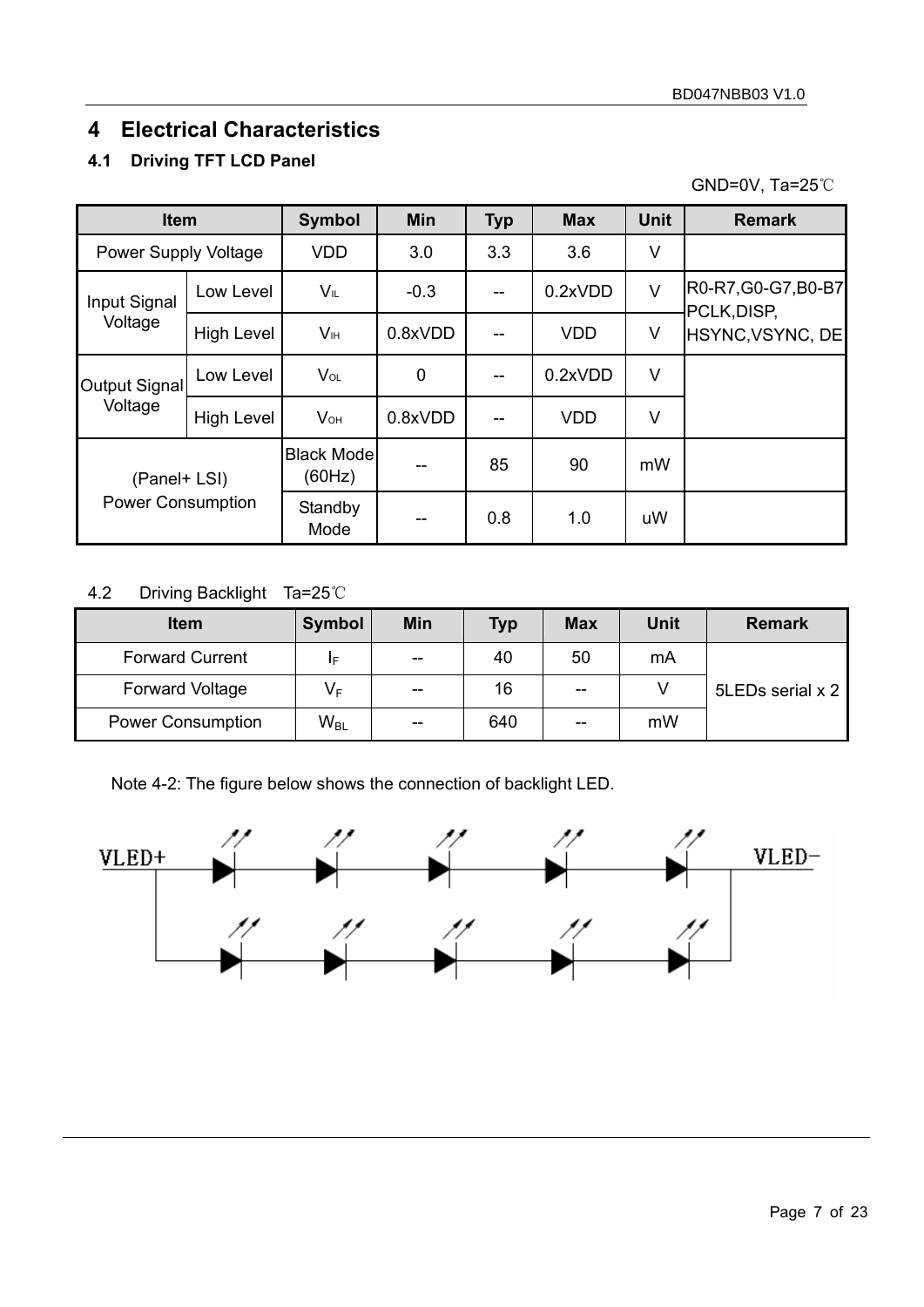# 4 Electrical Characteristics

## 4.1 Driving TFT LCD Panel

GND=0V, Ta=25℃

| Item | | Symbol | Min | Typ | Max | Unit | Remark |
|---|---|---|---|---|---|---|---|
| Power Supply Voltage | | VDD | 3.0 | 3.3 | 3.6 | V | |
| Input Signal Voltage | Low Level | $V_{IL}$ | -0.3 | -- | 0.2xVDD | V | R0-R7,G0-G7,B0-B7 PCLK,DISP, HSYNC,VSYNC, DE |
| | High Level | $V_{IH}$ | 0.8xVDD | -- | VDD | V | |
| Output Signal Voltage | Low Level | $V_{OL}$ | 0 | -- | 0.2xVDD | V | |
| | High Level | $V_{OH}$ | 0.8xVDD | -- | VDD | V | |
| (Panel+ LSI) Power Consumption | | Black Mode (60Hz) | -- | 85 | 90 | mW | |
| | | Standby Mode | -- | 0.8 | 1.0 | uW | |

4.2 Driving Backlight Ta=25℃

| Item | Symbol | Min | Typ | Max | Unit | Remark |
|---|---|---|---|---|---|---|
| Forward Current | $I_F$ | -- | 40 | 50 | mA | 5LEDs serial x 2 |
| Forward Voltage | $V_F$ | -- | 16 | -- | V | |
| Power Consumption | $W_{BL}$ | -- | 640 | -- | mW | |

Note 4-2: The figure below shows the connection of backlight LED.

VLED+ VLED−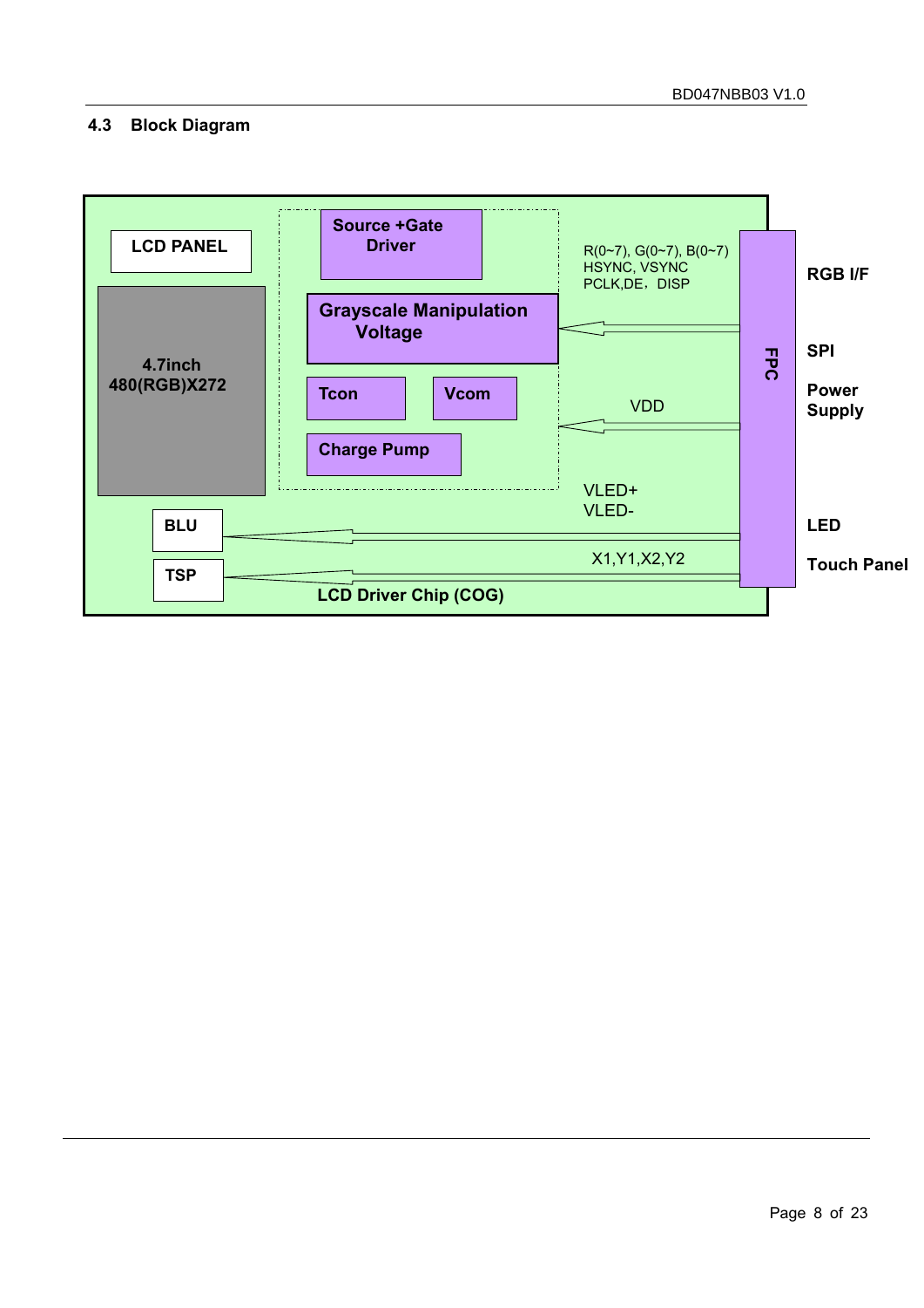### 4.3 Block Diagram

LCD PANEL

4.7inch
480(RGB)X272

Source +Gate Driver

Grayscale Manipulation Voltage

Tcon

Vcom

Charge Pump

R(0~7), G(0~7), B(0~7)
HSYNC, VSYNC
PCLK,DE，DISP

VDD

VLED+
VLED-

X1,Y1,X2,Y2

BLU

TSP

LCD Driver Chip (COG)

FPC

RGB I/F

SPI

Power Supply

LED

Touch Panel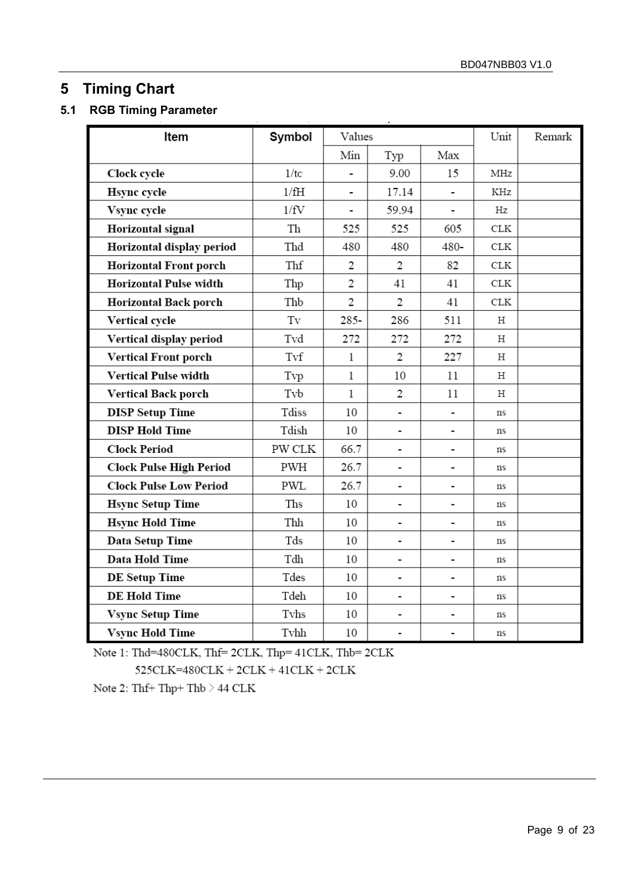# 5 Timing Chart

## 5.1 RGB Timing Parameter

| Item | Symbol | Values | | | Unit | Remark |
|---|---|---|---|---|---|---|
| | | Min | Typ | Max | | |
| Clock cycle | 1/tc | - | 9.00 | 15 | MHz | |
| Hsync cycle | 1/fH | - | 17.14 | - | KHz | |
| Vsync cycle | 1/fV | - | 59.94 | - | Hz | |
| Horizontal signal | Th | 525 | 525 | 605 | CLK | |
| Horizontal display period | Thd | 480 | 480 | 480- | CLK | |
| Horizontal Front porch | Thf | 2 | 2 | 82 | CLK | |
| Horizontal Pulse width | Thp | 2 | 41 | 41 | CLK | |
| Horizontal Back porch | Thb | 2 | 2 | 41 | CLK | |
| Vertical cycle | Tv | 285- | 286 | 511 | H | |
| Vertical display period | Tvd | 272 | 272 | 272 | H | |
| Vertical Front porch | Tvf | 1 | 2 | 227 | H | |
| Vertical Pulse width | Tvp | 1 | 10 | 11 | H | |
| Vertical Back porch | Tvb | 1 | 2 | 11 | H | |
| DISP Setup Time | Tdiss | 10 | - | - | ns | |
| DISP Hold Time | Tdish | 10 | - | - | ns | |
| Clock Period | PW CLK | 66.7 | - | - | ns | |
| Clock Pulse High Period | PWH | 26.7 | - | - | ns | |
| Clock Pulse Low Period | PWL | 26.7 | - | - | ns | |
| Hsync Setup Time | Ths | 10 | - | - | ns | |
| Hsync Hold Time | Thh | 10 | - | - | ns | |
| Data Setup Time | Tds | 10 | - | - | ns | |
| Data Hold Time | Tdh | 10 | - | - | ns | |
| DE Setup Time | Tdes | 10 | - | - | ns | |
| DE Hold Time | Tdeh | 10 | - | - | ns | |
| Vsync Setup Time | Tvhs | 10 | - | - | ns | |
| Vsync Hold Time | Tvhh | 10 | - | - | ns | |

Note 1: Thd=480CLK, Thf= 2CLK, Thp= 41CLK, Thb= 2CLK

525CLK=480CLK + 2CLK + 41CLK + 2CLK

Note 2: Thf+ Thp+ Thb > 44 CLK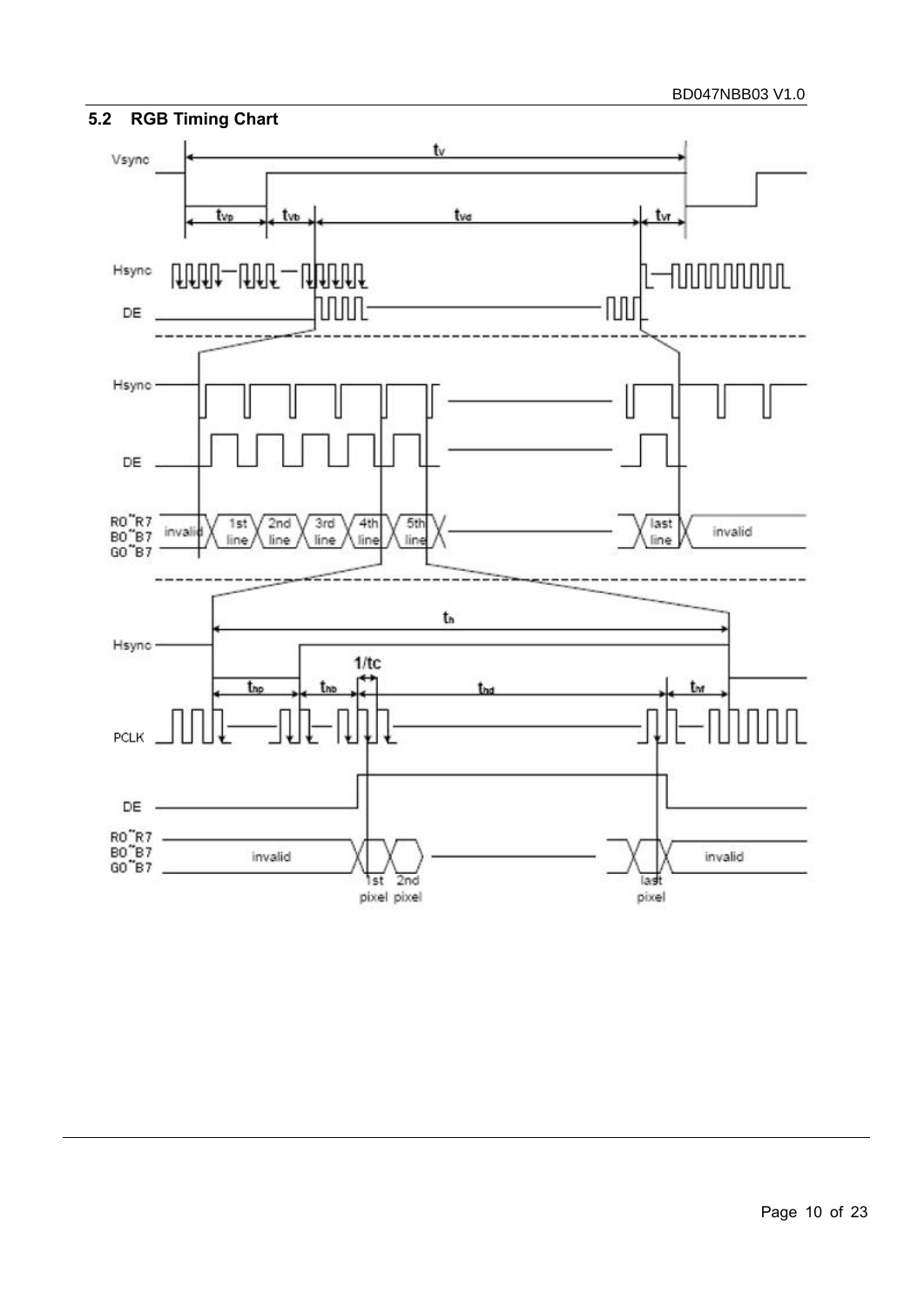## 5.2 RGB Timing Chart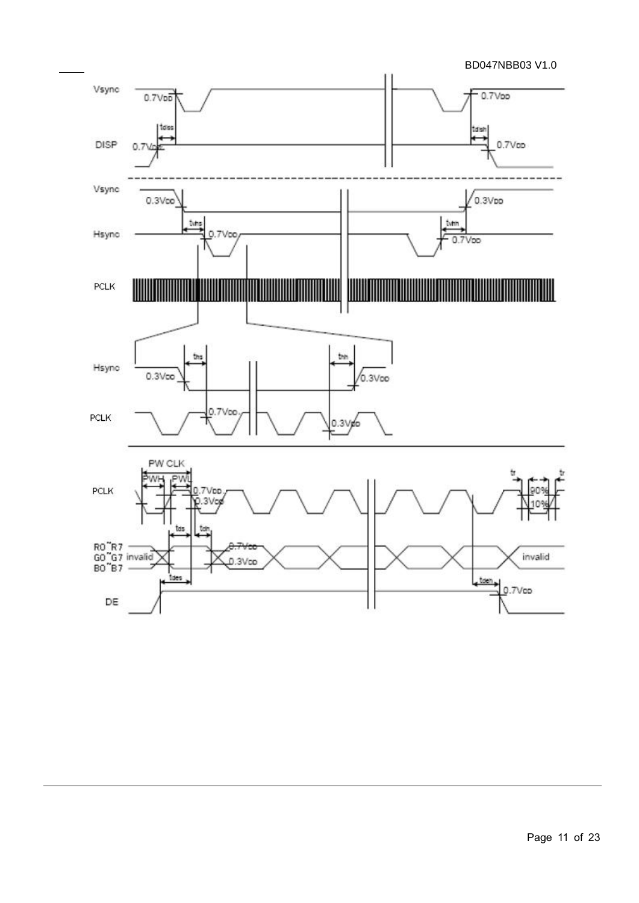Vsync 0.7VDD 0.7VDD

DISP 0.7VDD tdiss tdish 0.7VDD

Vsync 0.3VDD 0.3VDD

Hsync tvhs 0.7VDD tvhh 0.7VDD

PCLK

Hsync ths thh 0.3VDD 0.3VDD

PCLK 0.7VDD 0.3VDD

PW CLK PWH PWL

PCLK 0.7VDD 0.3VDD tr tf 90% 10%

tds tdh

R0~R7
G0~G7 invalid 0.7VDD 0.3VDD invalid
B0~B7

tdes tdeh 0.7VDD

DE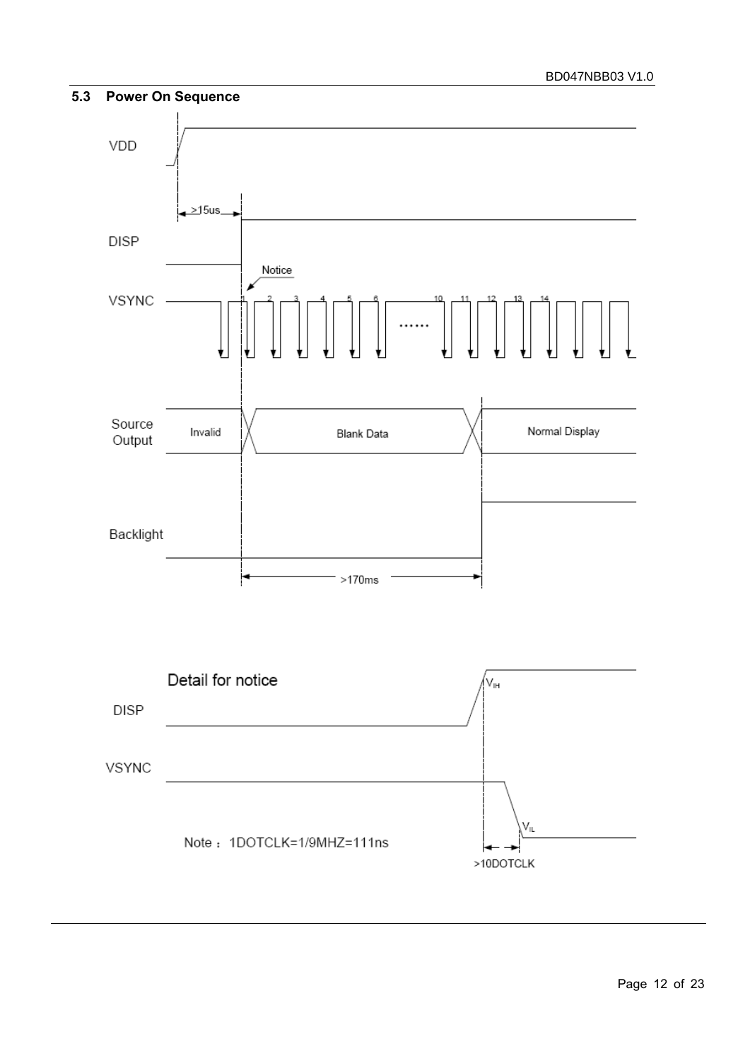### 5.3 Power On Sequence

VDD

≥15us

DISP

Notice

VSYNC

1 2 3 4 5 6 ...... 10 11 12 13 14

Source Output

Invalid

Blank Data

Normal Display

Backlight

>170ms

Detail for notice

DISP

$V_{IH}$

VSYNC

$V_{IL}$

Note：1DOTCLK=1/9MHZ=111ns

>10DOTCLK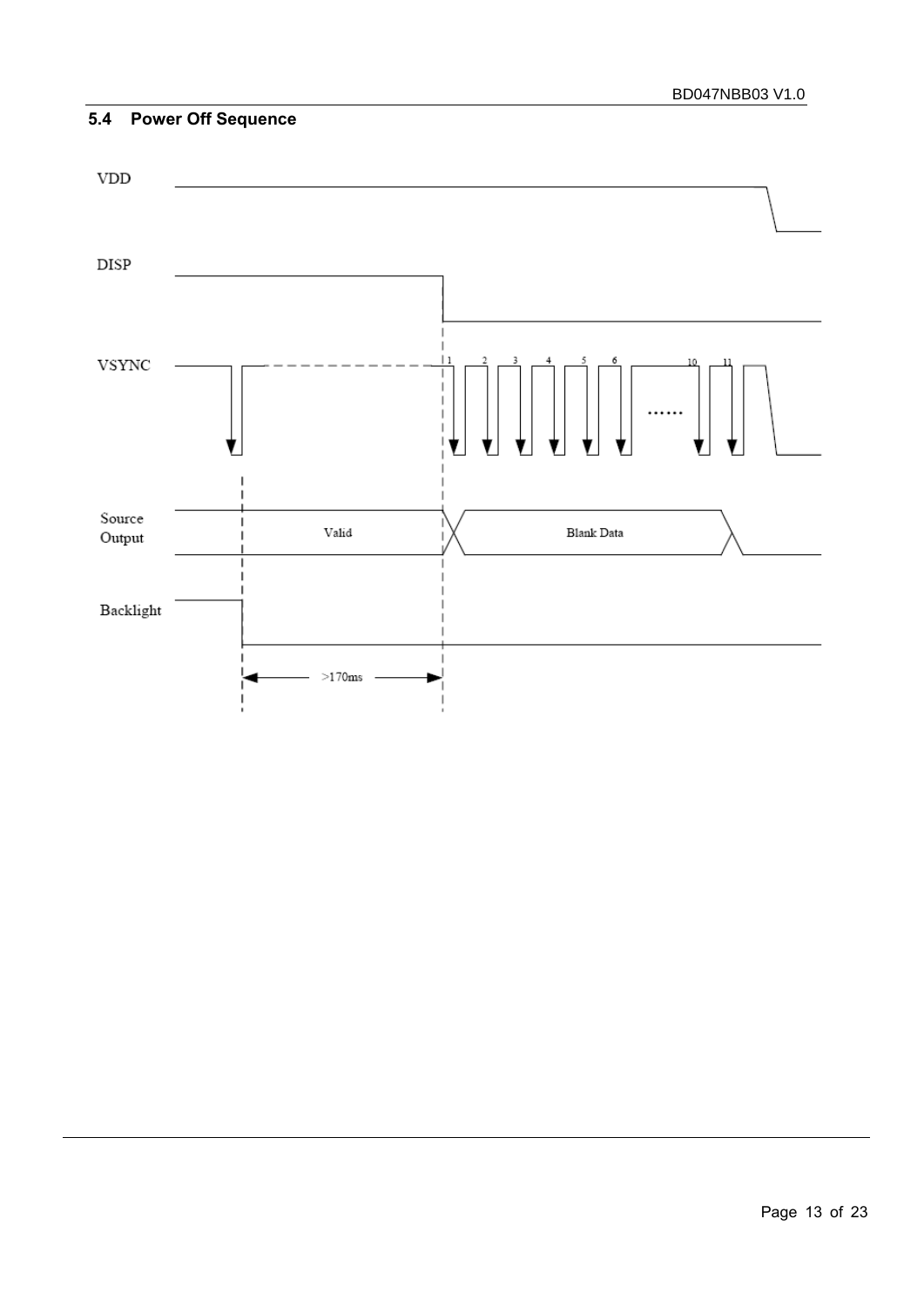## 5.4 Power Off Sequence

VDD

DISP

VSYNC

1 2 3 4 5 6 ...... 10 11

Source Output

Valid

Blank Data

Backlight

>170ms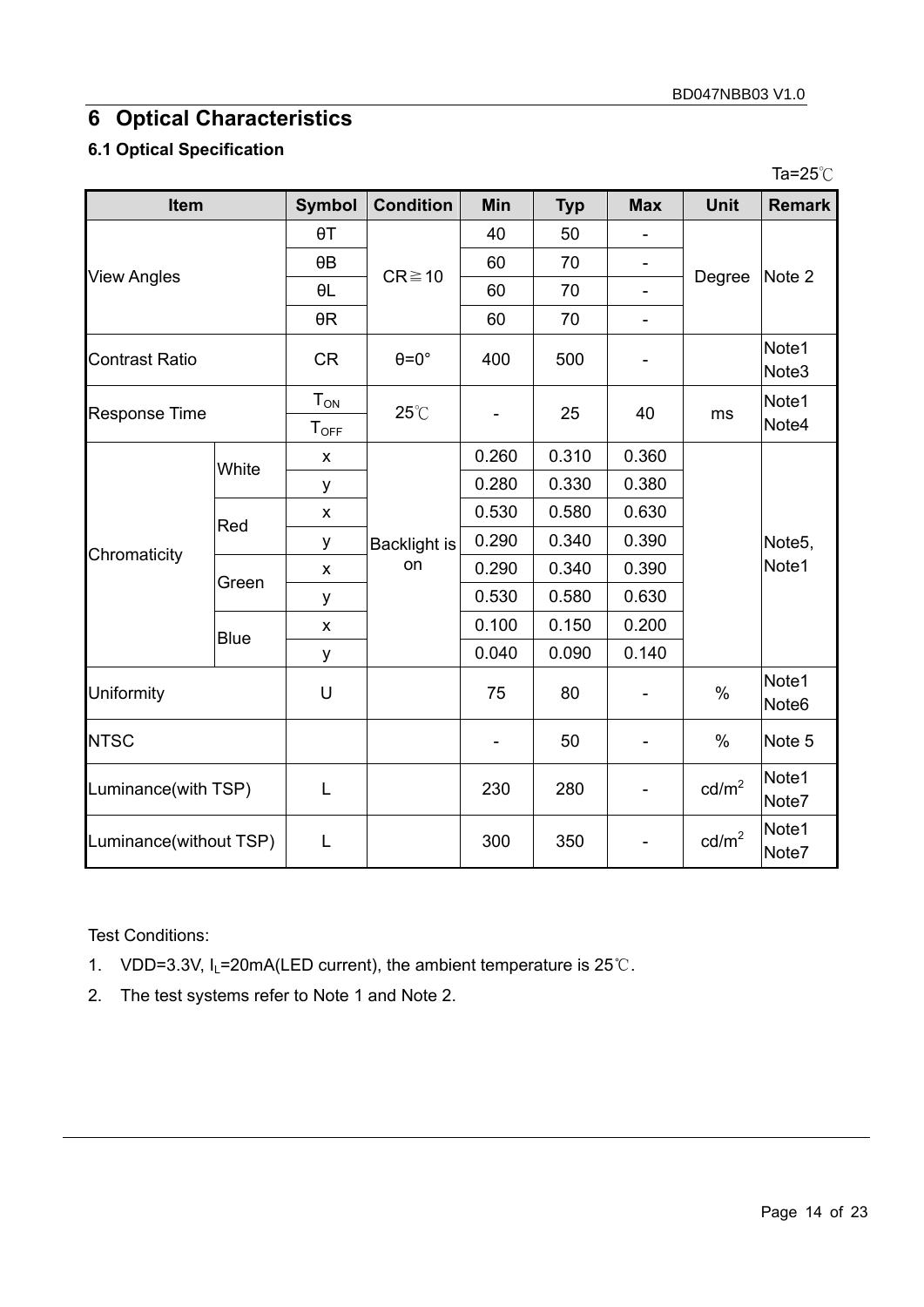# 6 Optical Characteristics

### 6.1 Optical Specification

Ta=25℃

| Item | | Symbol | Condition | Min | Typ | Max | Unit | Remark |
|---|---|---|---|---|---|---|---|---|
| View Angles | | θT | CR≧10 | 40 | 50 | - | Degree | Note 2 |
| | | θB | | 60 | 70 | - | | |
| | | θL | | 60 | 70 | - | | |
| | | θR | | 60 | 70 | - | | |
| Contrast Ratio | | CR | θ=0° | 400 | 500 | - | | Note1 Note3 |
| Response Time | | $T_{ON}$ | 25℃ | - | 25 | 40 | ms | Note1 Note4 |
| | | $T_{OFF}$ | | | | | | |
| Chromaticity | White | x | Backlight is on | 0.260 | 0.310 | 0.360 | | Note5, Note1 |
| | | y | | 0.280 | 0.330 | 0.380 | | |
| | Red | x | | 0.530 | 0.580 | 0.630 | | |
| | | y | | 0.290 | 0.340 | 0.390 | | |
| | Green | x | | 0.290 | 0.340 | 0.390 | | |
| | | y | | 0.530 | 0.580 | 0.630 | | |
| | Blue | x | | 0.100 | 0.150 | 0.200 | | |
| | | y | | 0.040 | 0.090 | 0.140 | | |
| Uniformity | | U | | 75 | 80 | - | % | Note1 Note6 |
| NTSC | | | | - | 50 | - | % | Note 5 |
| Luminance(with TSP) | | L | | 230 | 280 | - | $cd/m^2$ | Note1 Note7 |
| Luminance(without TSP) | | L | | 300 | 350 | - | $cd/m^2$ | Note1 Note7 |

Test Conditions:

1. VDD=3.3V, $I_L$=20mA(LED current), the ambient temperature is 25℃.
2. The test systems refer to Note 1 and Note 2.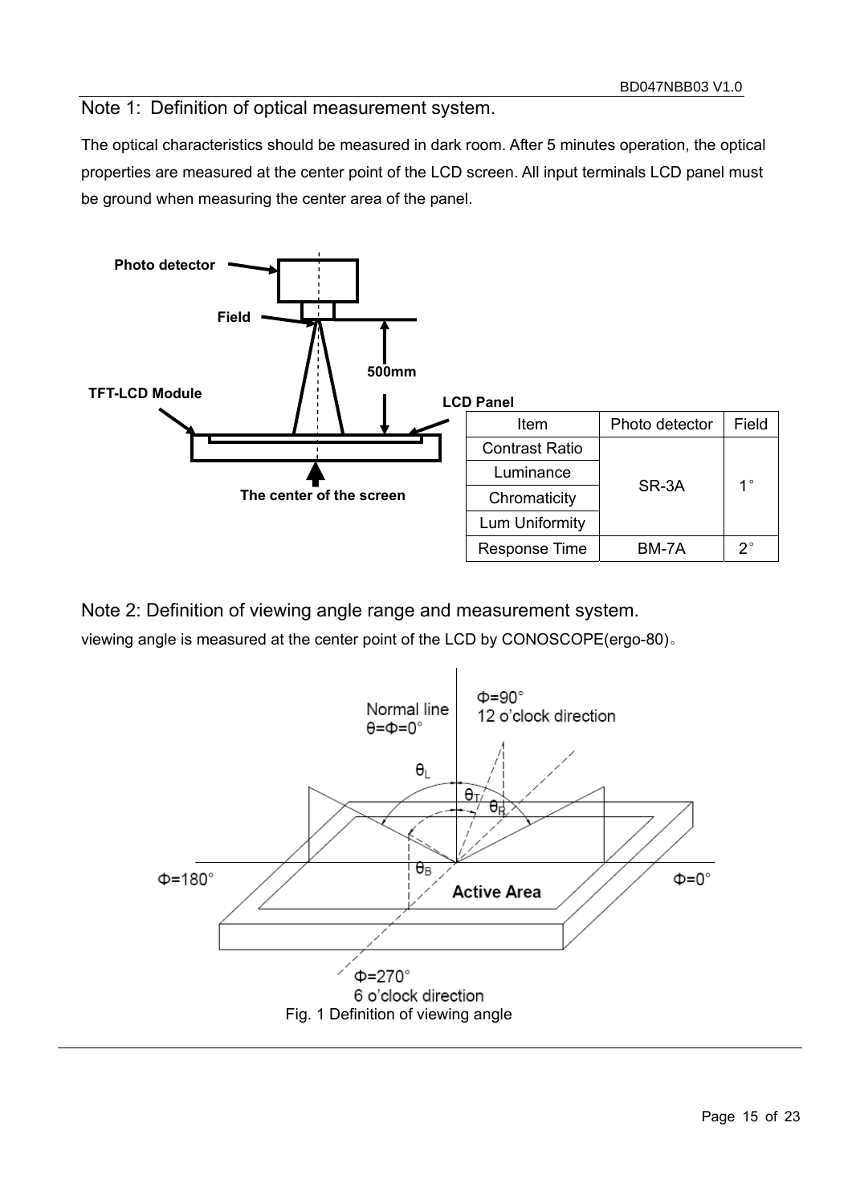## Note 1: Definition of optical measurement system.

The optical characteristics should be measured in dark room. After 5 minutes operation, the optical properties are measured at the center point of the LCD screen. All input terminals LCD panel must be ground when measuring the center area of the panel.

| Item | Photo detector | Field |
|---|---|---|
| Contrast Ratio | SR-3A | 1° |
| Luminance | | |
| Chromaticity | | |
| Lum Uniformity | | |
| Response Time | BM-7A | 2° |

## Note 2: Definition of viewing angle range and measurement system.

viewing angle is measured at the center point of the LCD by CONOSCOPE(ergo-80)。

Fig. 1 Definition of viewing angle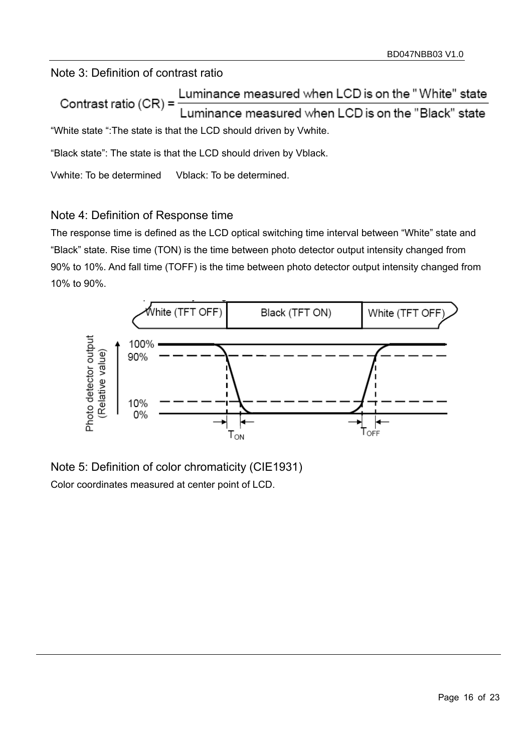Note 3: Definition of contrast ratio

$$\text{Contrast ratio (CR)} = \frac{\text{Luminance measured when LCD is on the "White" state}}{\text{Luminance measured when LCD is on the "Black" state}}$$

“White state “:The state is that the LCD should driven by Vwhite.

“Black state”: The state is that the LCD should driven by Vblack.

Vwhite: To be determined      Vblack: To be determined.

Note 4: Definition of Response time

The response time is defined as the LCD optical switching time interval between “White” state and “Black” state. Rise time (TON) is the time between photo detector output intensity changed from 90% to 10%. And fall time (TOFF) is the time between photo detector output intensity changed from 10% to 90%.

Note 5: Definition of color chromaticity (CIE1931)

Color coordinates measured at center point of LCD.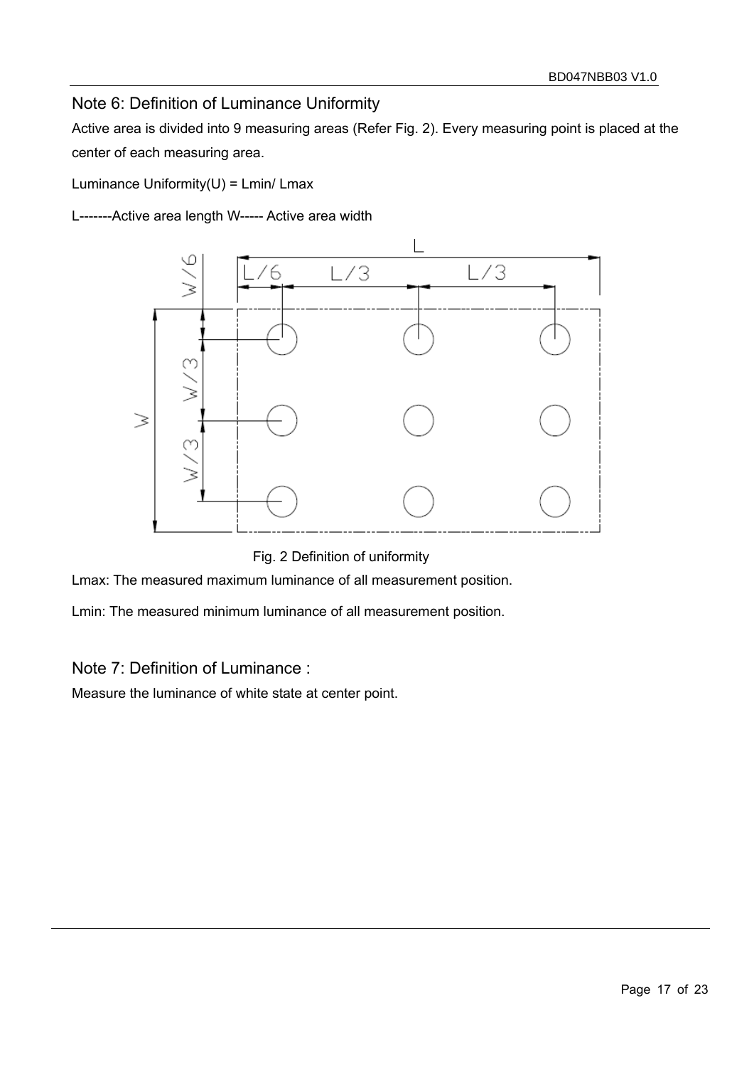## Note 6: Definition of Luminance Uniformity

Active area is divided into 9 measuring areas (Refer Fig. 2). Every measuring point is placed at the center of each measuring area.

Luminance Uniformity(U) = Lmin/ Lmax

L-------Active area length W----- Active area width

Fig. 2 Definition of uniformity

Lmax: The measured maximum luminance of all measurement position.

Lmin: The measured minimum luminance of all measurement position.

## Note 7: Definition of Luminance :

Measure the luminance of white state at center point.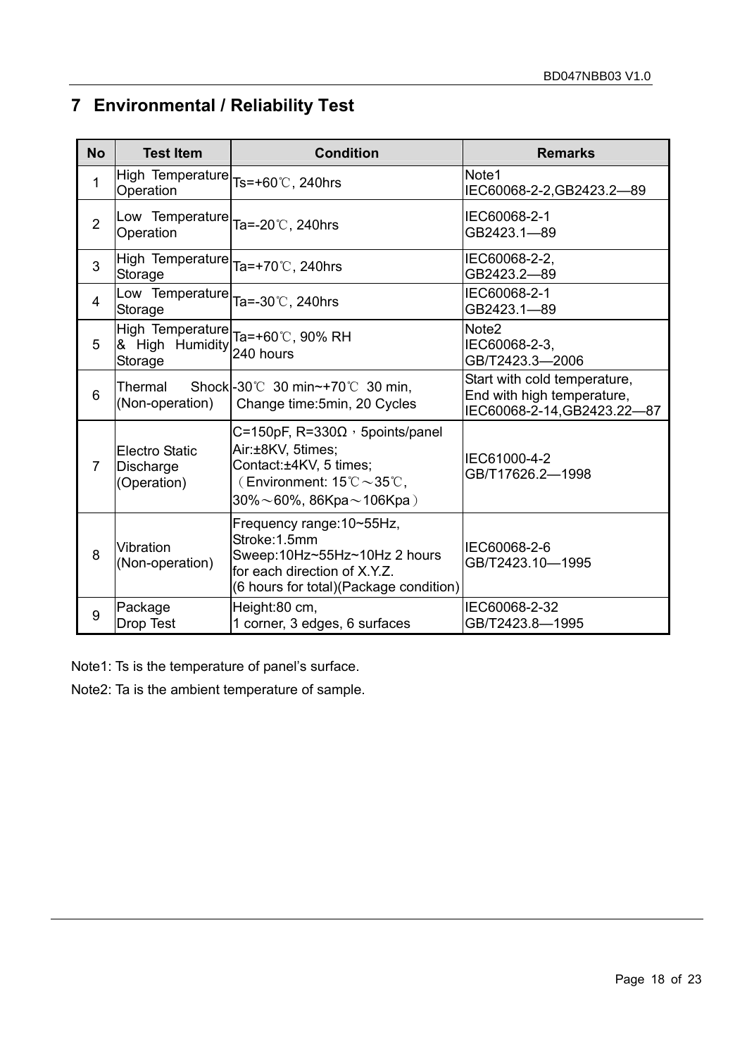# 7 Environmental / Reliability Test

| No | Test Item | Condition | Remarks |
|---|---|---|---|
| 1 | High Temperature Operation | Ts=+60℃, 240hrs | Note1<br>IEC60068-2-2,GB2423.2—89 |
| 2 | Low Temperature Operation | Ta=-20℃, 240hrs | IEC60068-2-1<br>GB2423.1—89 |
| 3 | High Temperature Storage | Ta=+70℃, 240hrs | IEC60068-2-2,<br>GB2423.2—89 |
| 4 | Low Temperature Storage | Ta=-30℃, 240hrs | IEC60068-2-1<br>GB2423.1—89 |
| 5 | High Temperature & High Humidity Storage | Ta=+60℃, 90% RH<br>240 hours | Note2<br>IEC60068-2-3,<br>GB/T2423.3—2006 |
| 6 | Thermal Shock (Non-operation) | -30℃ 30 min~+70℃ 30 min,<br>Change time:5min, 20 Cycles | Start with cold temperature,<br>End with high temperature,<br>IEC60068-2-14,GB2423.22—87 |
| 7 | Electro Static Discharge (Operation) | C=150pF, R=330Ω，5points/panel<br>Air:±8KV, 5times;<br>Contact:±4KV, 5 times;<br>（Environment: 15℃～35℃,<br>30%～60%, 86Kpa～106Kpa） | IEC61000-4-2<br>GB/T17626.2—1998 |
| 8 | Vibration (Non-operation) | Frequency range:10~55Hz,<br>Stroke:1.5mm<br>Sweep:10Hz~55Hz~10Hz 2 hours<br>for each direction of X.Y.Z.<br>(6 hours for total)(Package condition) | IEC60068-2-6<br>GB/T2423.10—1995 |
| 9 | Package Drop Test | Height:80 cm,<br>1 corner, 3 edges, 6 surfaces | IEC60068-2-32<br>GB/T2423.8—1995 |

Note1: Ts is the temperature of panel's surface.

Note2: Ta is the ambient temperature of sample.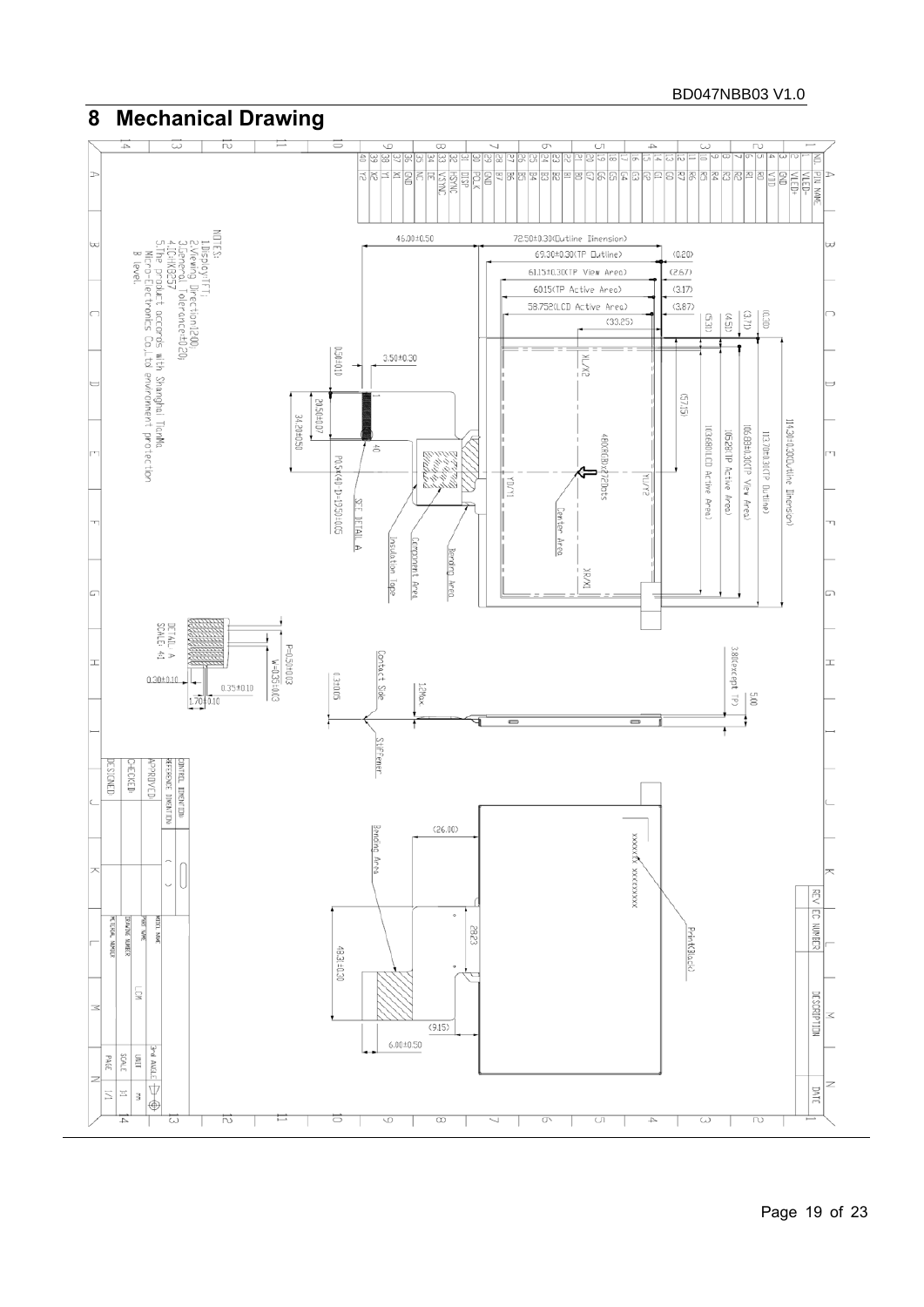# 8 Mechanical Drawing

| NO. | PIN NAME |
|---|---|
| 1 | VLED+ |
| 2 | VLED- |
| 3 | GND |
| 4 | VDD |
| 5 | R0 |
| 6 | R1 |
| 7 | R2 |
| 8 | R3 |
| 9 | R4 |
| 10 | R5 |
| 11 | R6 |
| 12 | R7 |
| 13 | G0 |
| 14 | G1 |
| 15 | G2 |
| 16 | G3 |
| 17 | G4 |
| 18 | G5 |
| 19 | G6 |
| 20 | G7 |
| 21 | B0 |
| 22 | B1 |
| 23 | B2 |
| 24 | B3 |
| 25 | B4 |
| 26 | B5 |
| 27 | B6 |
| 28 | B7 |
| 29 | GND |
| 30 | DCLK |
| 31 | DISP |
| 32 | HSYNC |
| 33 | VSYNC |
| 34 | DE |
| 35 | NC |
| 36 | GND |
| 37 | XL |
| 38 | YL |
| 39 | XR |
| 40 | YR |

NOTES:
1.Display:TFT;
2.Viewing Direction:12:00;
3.General Tolerance:±0.20;
4.IC:HX8257
5.The product accords with Shanghai TianMa Micro-Electronics Co.,Ltd environment protection B level.

72.50±0.30(Outline Dimension)
69.30±0.30(TP Outline)
61.15±0.30(TP View Area)
60.15(TP Active Area)
58.752(LCD Active Area)
(33.25)
46.00±0.50
(0.20) (2.67) (3.17) (3.87)
114.30±0.30(Outline Dimension)
113.70±0.30(TP Outline)
106.88±0.30(TP View Area)
105.28(TP Active Area)
103.68(LCD Active Area)
(57.15)
(0.20) (3.71) (4.51) (5.31)
3.50±0.30
0.50±0.10
20.50±0.07
34.20±0.50
P0.5x(40-1)=19.50±0.05
480RGBx272Dots
XL/X2 YL/Y2 YD/Y1 XR/X1
Center Area
SEE DETAIL A
Insulation Tape
Component Area
Bending Area
DETAIL A SCALE 4:1
P=0.50±0.03
W=0.30±0.03
0.30±0.10
0.35±0.10
1.70±0.10
Contact Side
0.30±0.05
1.2Max
Stiffener
3.8(except TP)
5.00
(26.00)
Bending Area
XXXXXX XXXXXXXXX
Print(Black)
48.30±0.30
(9.15)
6.00±0.50

| REV | EC NUMBER | DESCRIPTION | DATE |
|---|---|---|---|

| | | | |
|---|---|---|---|
| CONTROL DIMENSION | | | |
| REFERENCE DIMENSION | ( ) | | |
| APPROVED | | MODEL NAME | 3rd ANGLE |
| CHECKED | | PART NAME | UNIT mm |
| DESIGNED | | DRAWING NUMBER LCM | SCALE 1:1 |
| | | MATERIAL NUMBER | PAGE 1/1 |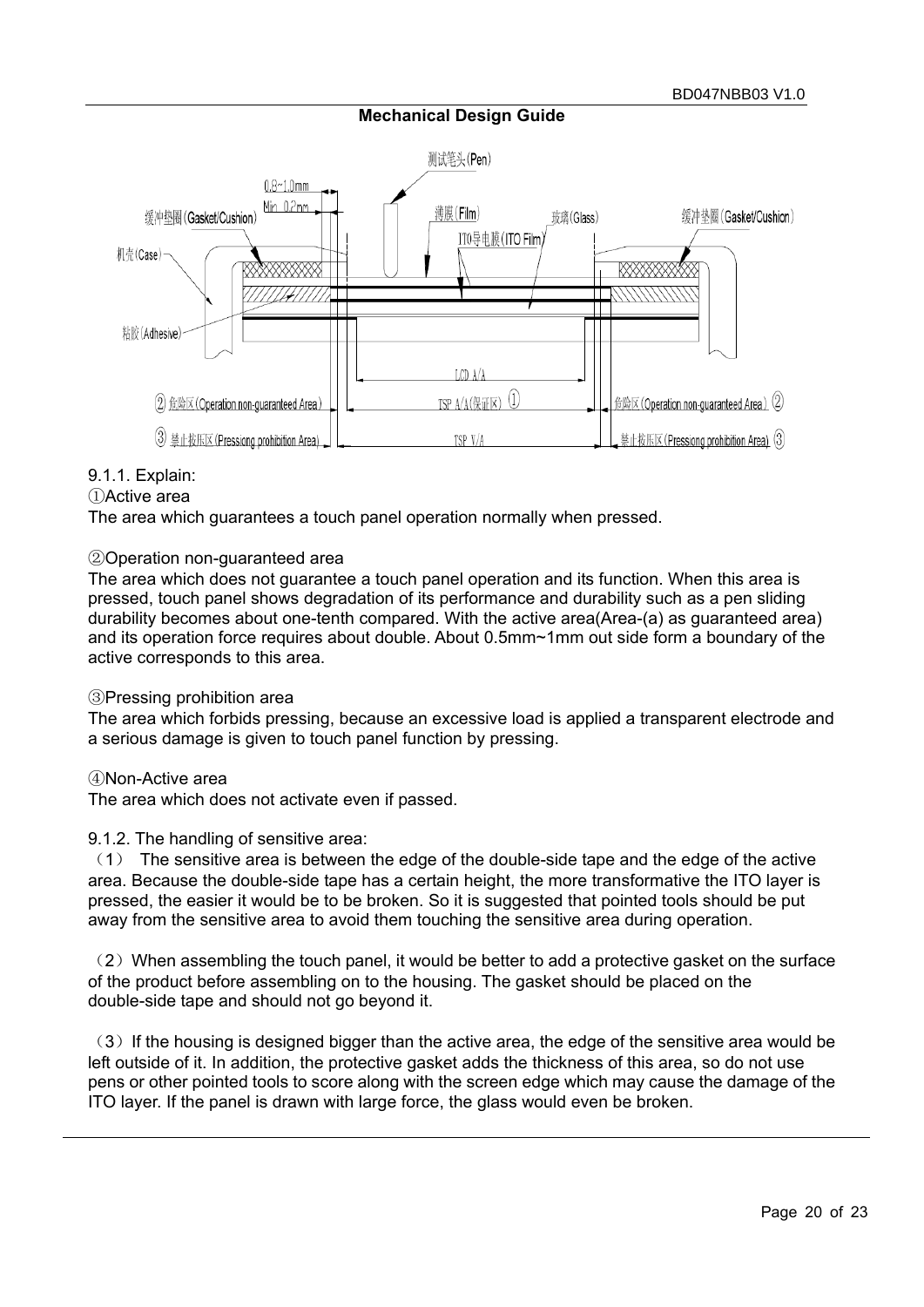## Mechanical Design Guide

9.1.1. Explain:

①Active area

The area which guarantees a touch panel operation normally when pressed.

②Operation non-guaranteed area

The area which does not guarantee a touch panel operation and its function. When this area is pressed, touch panel shows degradation of its performance and durability such as a pen sliding durability becomes about one-tenth compared. With the active area(Area-(a) as guaranteed area) and its operation force requires about double. About 0.5mm~1mm out side form a boundary of the active corresponds to this area.

③Pressing prohibition area

The area which forbids pressing, because an excessive load is applied a transparent electrode and a serious damage is given to touch panel function by pressing.

④Non-Active area

The area which does not activate even if passed.

9.1.2. The handling of sensitive area:

（1） The sensitive area is between the edge of the double-side tape and the edge of the active area. Because the double-side tape has a certain height, the more transformative the ITO layer is pressed, the easier it would be to be broken. So it is suggested that pointed tools should be put away from the sensitive area to avoid them touching the sensitive area during operation.

（2）When assembling the touch panel, it would be better to add a protective gasket on the surface of the product before assembling on to the housing. The gasket should be placed on the double-side tape and should not go beyond it.

（3）If the housing is designed bigger than the active area, the edge of the sensitive area would be left outside of it. In addition, the protective gasket adds the thickness of this area, so do not use pens or other pointed tools to score along with the screen edge which may cause the damage of the ITO layer. If the panel is drawn with large force, the glass would even be broken.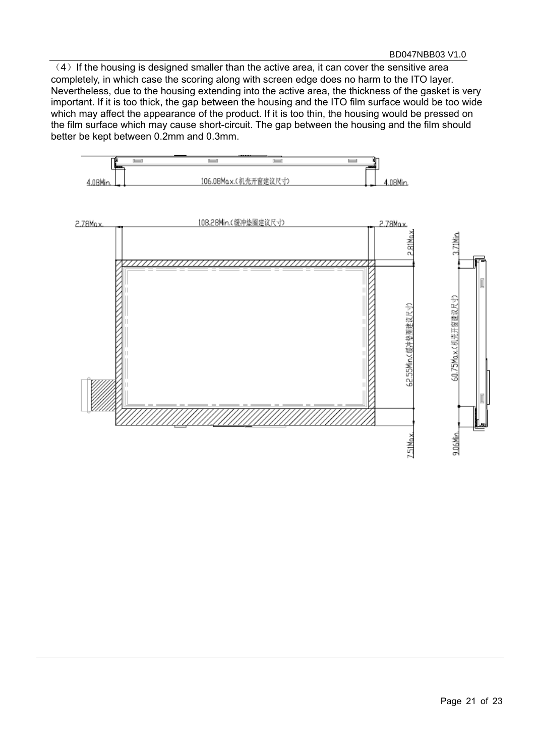（4）If the housing is designed smaller than the active area, it can cover the sensitive area completely, in which case the scoring along with screen edge does no harm to the ITO layer. Nevertheless, due to the housing extending into the active area, the thickness of the gasket is very important. If it is too thick, the gap between the housing and the ITO film surface would be too wide which may affect the appearance of the product. If it is too thin, the housing would be pressed on the film surface which may cause short-circuit. The gap between the housing and the film should better be kept between 0.2mm and 0.3mm.

4.08Min. 106.08Max.(机壳开窗建议尺寸) 4.08Min.

2.78Max. 108.28Min.(缓冲垫圈建议尺寸) 2.78Max.

2.81Max

62.55Min.(缓冲垫圈建议尺寸)

7.51Max

3.71Min

60.75Max.(机壳开窗建议尺寸)

9.06Min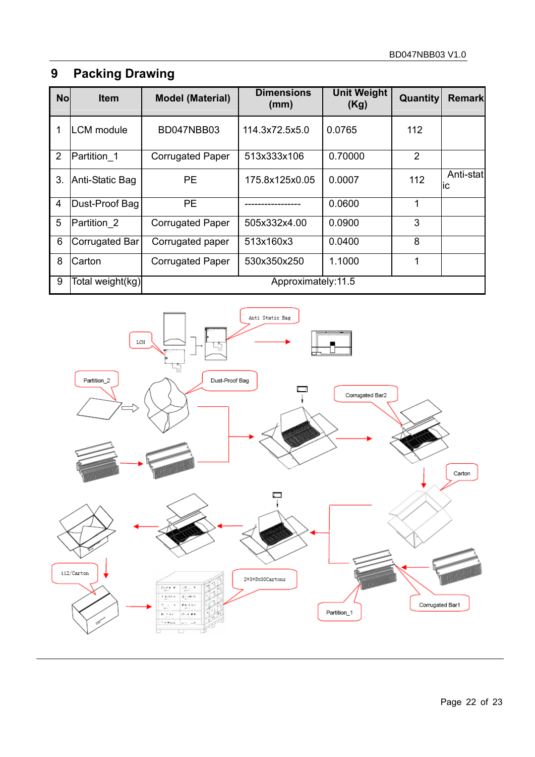# 9 Packing Drawing

| No | Item | Model (Material) | Dimensions (mm) | Unit Weight (Kg) | Quantity | Remark |
|---|---|---|---|---|---|---|
| 1 | LCM module | BD047NBB03 | 114.3x72.5x5.0 | 0.0765 | 112 | |
| 2 | Partition_1 | Corrugated Paper | 513x333x106 | 0.70000 | 2 | |
| 3. | Anti-Static Bag | PE | 175.8x125x0.05 | 0.0007 | 112 | Anti-static |
| 4 | Dust-Proof Bag | PE | ----------------- | 0.0600 | 1 | |
| 5 | Partition_2 | Corrugated Paper | 505x332x4.00 | 0.0900 | 3 | |
| 6 | Corrugated Bar | Corrugated paper | 513x160x3 | 0.0400 | 8 | |
| 8 | Carton | Corrugated Paper | 530x350x250 | 1.1000 | 1 | |
| 9 | Total weight(kg) | Approximately:11.5 | | | | |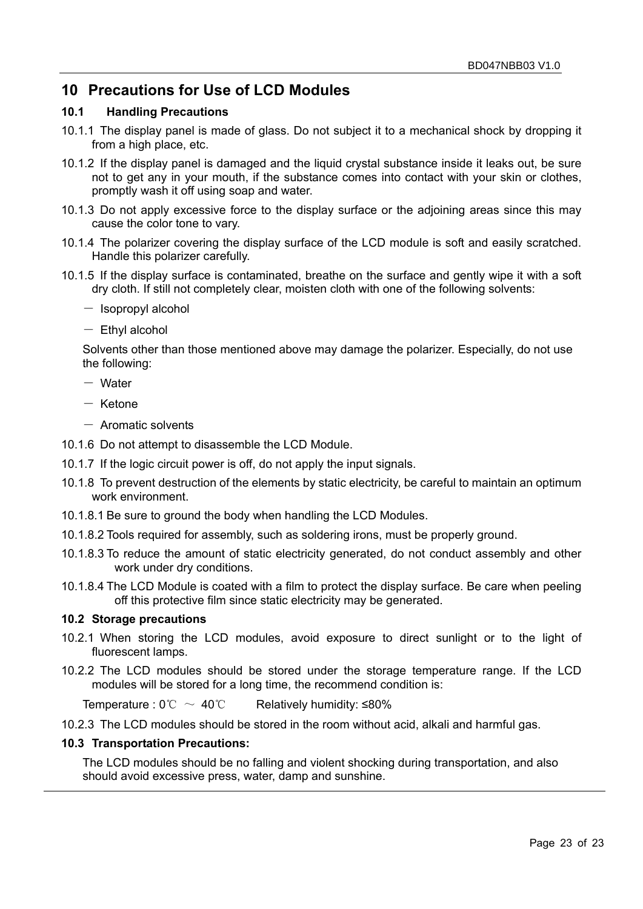# 10 Precautions for Use of LCD Modules

## 10.1 Handling Precautions

10.1.1 The display panel is made of glass. Do not subject it to a mechanical shock by dropping it from a high place, etc.

10.1.2 If the display panel is damaged and the liquid crystal substance inside it leaks out, be sure not to get any in your mouth, if the substance comes into contact with your skin or clothes, promptly wash it off using soap and water.

10.1.3 Do not apply excessive force to the display surface or the adjoining areas since this may cause the color tone to vary.

10.1.4 The polarizer covering the display surface of the LCD module is soft and easily scratched. Handle this polarizer carefully.

10.1.5 If the display surface is contaminated, breathe on the surface and gently wipe it with a soft dry cloth. If still not completely clear, moisten cloth with one of the following solvents:

- Isopropyl alcohol
- Ethyl alcohol

Solvents other than those mentioned above may damage the polarizer. Especially, do not use the following:

- Water
- Ketone
- Aromatic solvents

10.1.6 Do not attempt to disassemble the LCD Module.

10.1.7 If the logic circuit power is off, do not apply the input signals.

10.1.8 To prevent destruction of the elements by static electricity, be careful to maintain an optimum work environment.

10.1.8.1 Be sure to ground the body when handling the LCD Modules.

10.1.8.2 Tools required for assembly, such as soldering irons, must be properly ground.

10.1.8.3 To reduce the amount of static electricity generated, do not conduct assembly and other work under dry conditions.

10.1.8.4 The LCD Module is coated with a film to protect the display surface. Be care when peeling off this protective film since static electricity may be generated.

## 10.2 Storage precautions

10.2.1 When storing the LCD modules, avoid exposure to direct sunlight or to the light of fluorescent lamps.

10.2.2 The LCD modules should be stored under the storage temperature range. If the LCD modules will be stored for a long time, the recommend condition is:

Temperature : 0℃ ～ 40℃ Relatively humidity: ≤80%

10.2.3 The LCD modules should be stored in the room without acid, alkali and harmful gas.

## 10.3 Transportation Precautions:

The LCD modules should be no falling and violent shocking during transportation, and also should avoid excessive press, water, damp and sunshine.